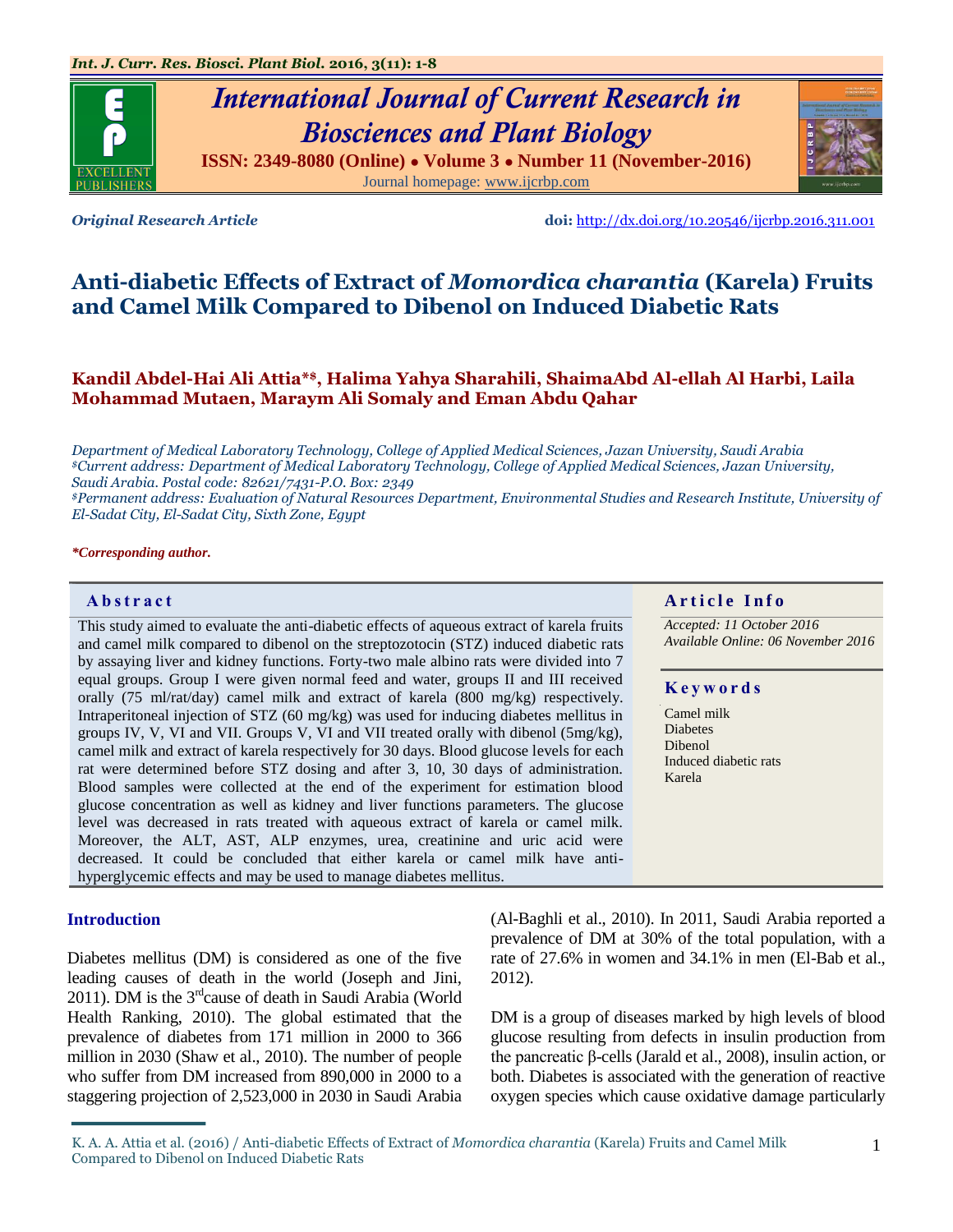*Original Research Article* **doi:** http://dx.doi.org/10.20546/ijcrbp.2016.311.001

# Anti-diabetic Effects of Extract of *Momordica charantia* (Karela) Fruits and Camel Milk Compared to Dibenol on Induced Diabetic Rats

**Kandil Abdel-Hai Ali Attia*$, Halima Yahya Sharahili, ShaimaAbd Al-ellah Al Harbi, Laila Mohammad Mutaen, Maraym Ali Somaly and Eman Abdu Qahar**

*Department of Medical Laboratory Technology, College of Applied Medical Sciences, Jazan University, Saudi Arabia*
*$Current address: Department of Medical Laboratory Technology, College of Applied Medical Sciences, Jazan University, Saudi Arabia. Postal code: 82621/7431-P.O. Box: 2349*
*$Permanent address: Evaluation of Natural Resources Department, Environmental Studies and Research Institute, University of El-Sadat City, El-Sadat City, Sixth Zone, Egypt*

***Corresponding author.***

## Abstract

This study aimed to evaluate the anti-diabetic effects of aqueous extract of karela fruits and camel milk compared to dibenol on the streptozotocin (STZ) induced diabetic rats by assaying liver and kidney functions. Forty-two male albino rats were divided into 7 equal groups. Group I were given normal feed and water, groups II and III received orally (75 ml/rat/day) camel milk and extract of karela (800 mg/kg) respectively. Intraperitoneal injection of STZ (60 mg/kg) was used for inducing diabetes mellitus in groups IV, V, VI and VII. Groups V, VI and VII treated orally with dibenol (5mg/kg), camel milk and extract of karela respectively for 30 days. Blood glucose levels for each rat were determined before STZ dosing and after 3, 10, 30 days of administration. Blood samples were collected at the end of the experiment for estimation blood glucose concentration as well as kidney and liver functions parameters. The glucose level was decreased in rats treated with aqueous extract of karela or camel milk. Moreover, the ALT, AST, ALP enzymes, urea, creatinine and uric acid were decreased. It could be concluded that either karela or camel milk have anti-hyperglycemic effects and may be used to manage diabetes mellitus.

## Article Info

*Accepted: 11 October 2016*
*Available Online: 06 November 2016*

## Keywords

Camel milk
Diabetes
Dibenol
Induced diabetic rats
Karela

## Introduction

Diabetes mellitus (DM) is considered as one of the five leading causes of death in the world (Joseph and Jini, 2011). DM is the 3rd cause of death in Saudi Arabia (World Health Ranking, 2010). The global estimated that the prevalence of diabetes from 171 million in 2000 to 366 million in 2030 (Shaw et al., 2010). The number of people who suffer from DM increased from 890,000 in 2000 to a staggering projection of 2,523,000 in 2030 in Saudi Arabia (Al-Baghli et al., 2010). In 2011, Saudi Arabia reported a prevalence of DM at 30% of the total population, with a rate of 27.6% in women and 34.1% in men (El-Bab et al., 2012).

DM is a group of diseases marked by high levels of blood glucose resulting from defects in insulin production from the pancreatic β-cells (Jarald et al., 2008), insulin action, or both. Diabetes is associated with the generation of reactive oxygen species which cause oxidative damage particularly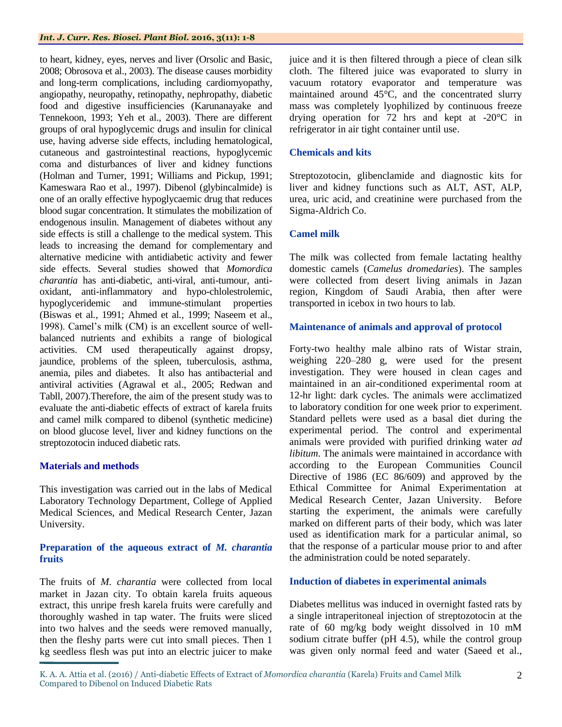to heart, kidney, eyes, nerves and liver (Orsolic and Basic, 2008; Obrosova et al., 2003). The disease causes morbidity and long-term complications, including cardiomyopathy, angiopathy, neuropathy, retinopathy, nephropathy, diabetic food and digestive insufficiencies (Karunanayake and Tennekoon, 1993; Yeh et al., 2003). There are different groups of oral hypoglycemic drugs and insulin for clinical use, having adverse side effects, including hematological, cutaneous and gastrointestinal reactions, hypoglycemic coma and disturbances of liver and kidney functions (Holman and Turner, 1991; Williams and Pickup, 1991; Kameswara Rao et al., 1997). Dibenol (glybincalmide) is one of an orally effective hypoglycaemic drug that reduces blood sugar concentration. It stimulates the mobilization of endogenous insulin. Management of diabetes without any side effects is still a challenge to the medical system. This leads to increasing the demand for complementary and alternative medicine with antidiabetic activity and fewer side effects. Several studies showed that *Momordica charantia* has anti-diabetic, anti-viral, anti-tumour, anti-oxidant, anti-inflammatory and hypo-chlolestrolemic, hypoglyceridemic and immune-stimulant properties (Biswas et al., 1991; Ahmed et al., 1999; Naseem et al., 1998). Camel's milk (CM) is an excellent source of well-balanced nutrients and exhibits a range of biological activities. CM used therapeutically against dropsy, jaundice, problems of the spleen, tuberculosis, asthma, anemia, piles and diabetes. It also has antibacterial and antiviral activities (Agrawal et al., 2005; Redwan and Tabll, 2007).Therefore, the aim of the present study was to evaluate the anti-diabetic effects of extract of karela fruits and camel milk compared to dibenol (synthetic medicine) on blood glucose level, liver and kidney functions on the streptozotocin induced diabetic rats.

## Materials and methods

This investigation was carried out in the labs of Medical Laboratory Technology Department, College of Applied Medical Sciences, and Medical Research Center, Jazan University.

### Preparation of the aqueous extract of *M. charantia* fruits

The fruits of *M. charantia* were collected from local market in Jazan city. To obtain karela fruits aqueous extract, this unripe fresh karela fruits were carefully and thoroughly washed in tap water. The fruits were sliced into two halves and the seeds were removed manually, then the fleshy parts were cut into small pieces. Then 1 kg seedless flesh was put into an electric juicer to make juice and it is then filtered through a piece of clean silk cloth. The filtered juice was evaporated to slurry in vacuum rotatory evaporator and temperature was maintained around 45°C, and the concentrated slurry mass was completely lyophilized by continuous freeze drying operation for 72 hrs and kept at -20°C in refrigerator in air tight container until use.

### Chemicals and kits

Streptozotocin, glibenclamide and diagnostic kits for liver and kidney functions such as ALT, AST, ALP, urea, uric acid, and creatinine were purchased from the Sigma-Aldrich Co.

### Camel milk

The milk was collected from female lactating healthy domestic camels (*Camelus dromedaries*). The samples were collected from desert living animals in Jazan region, Kingdom of Saudi Arabia, then after were transported in icebox in two hours to lab.

### Maintenance of animals and approval of protocol

Forty-two healthy male albino rats of Wistar strain, weighing 220–280 g, were used for the present investigation. They were housed in clean cages and maintained in an air-conditioned experimental room at 12-hr light: dark cycles. The animals were acclimatized to laboratory condition for one week prior to experiment. Standard pellets were used as a basal diet during the experimental period. The control and experimental animals were provided with purified drinking water *ad libitum*. The animals were maintained in accordance with according to the European Communities Council Directive of 1986 (EC 86/609) and approved by the Ethical Committee for Animal Experimentation at Medical Research Center, Jazan University. Before starting the experiment, the animals were carefully marked on different parts of their body, which was later used as identification mark for a particular animal, so that the response of a particular mouse prior to and after the administration could be noted separately.

### Induction of diabetes in experimental animals

Diabetes mellitus was induced in overnight fasted rats by a single intraperitoneal injection of streptozotocin at the rate of 60 mg/kg body weight dissolved in 10 mM sodium citrate buffer (pH 4.5), while the control group was given only normal feed and water (Saeed et al.,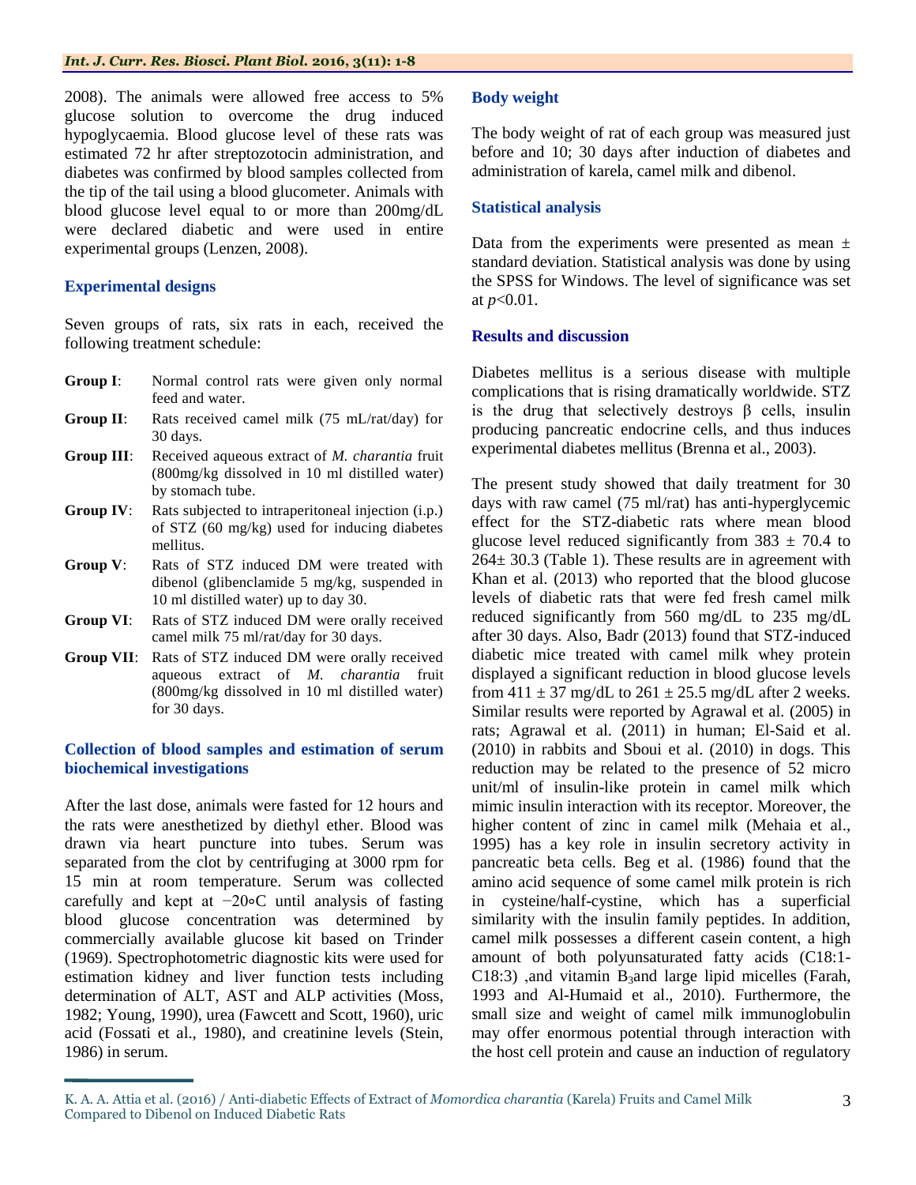2008). The animals were allowed free access to 5% glucose solution to overcome the drug induced hypoglycaemia. Blood glucose level of these rats was estimated 72 hr after streptozotocin administration, and diabetes was confirmed by blood samples collected from the tip of the tail using a blood glucometer. Animals with blood glucose level equal to or more than 200mg/dL were declared diabetic and were used in entire experimental groups (Lenzen, 2008).

### Experimental designs

Seven groups of rats, six rats in each, received the following treatment schedule:

- **Group I**: Normal control rats were given only normal feed and water.
- **Group II**: Rats received camel milk (75 mL/rat/day) for 30 days.
- **Group III**: Received aqueous extract of *M. charantia* fruit (800mg/kg dissolved in 10 ml distilled water) by stomach tube.
- **Group IV**: Rats subjected to intraperitoneal injection (i.p.) of STZ (60 mg/kg) used for inducing diabetes mellitus.
- **Group V**: Rats of STZ induced DM were treated with dibenol (glibenclamide 5 mg/kg, suspended in 10 ml distilled water) up to day 30.
- **Group VI**: Rats of STZ induced DM were orally received camel milk 75 ml/rat/day for 30 days.
- **Group VII**: Rats of STZ induced DM were orally received aqueous extract of *M. charantia* fruit (800mg/kg dissolved in 10 ml distilled water) for 30 days.

### Collection of blood samples and estimation of serum biochemical investigations

After the last dose, animals were fasted for 12 hours and the rats were anesthetized by diethyl ether. Blood was drawn via heart puncture into tubes. Serum was separated from the clot by centrifuging at 3000 rpm for 15 min at room temperature. Serum was collected carefully and kept at −20∘C until analysis of fasting blood glucose concentration was determined by commercially available glucose kit based on Trinder (1969). Spectrophotometric diagnostic kits were used for estimation kidney and liver function tests including determination of ALT, AST and ALP activities (Moss, 1982; Young, 1990), urea (Fawcett and Scott, 1960), uric acid (Fossati et al., 1980), and creatinine levels (Stein, 1986) in serum.

### Body weight

The body weight of rat of each group was measured just before and 10; 30 days after induction of diabetes and administration of karela, camel milk and dibenol.

### Statistical analysis

Data from the experiments were presented as mean ± standard deviation. Statistical analysis was done by using the SPSS for Windows. The level of significance was set at $p$<0.01.

### Results and discussion

Diabetes mellitus is a serious disease with multiple complications that is rising dramatically worldwide. STZ is the drug that selectively destroys β cells, insulin producing pancreatic endocrine cells, and thus induces experimental diabetes mellitus (Brenna et al., 2003).

The present study showed that daily treatment for 30 days with raw camel (75 ml/rat) has anti-hyperglycemic effect for the STZ-diabetic rats where mean blood glucose level reduced significantly from 383 ± 70.4 to 264± 30.3 (Table 1). These results are in agreement with Khan et al. (2013) who reported that the blood glucose levels of diabetic rats that were fed fresh camel milk reduced significantly from 560 mg/dL to 235 mg/dL after 30 days. Also, Badr (2013) found that STZ-induced diabetic mice treated with camel milk whey protein displayed a significant reduction in blood glucose levels from 411 ± 37 mg/dL to 261 ± 25.5 mg/dL after 2 weeks. Similar results were reported by Agrawal et al. (2005) in rats; Agrawal et al. (2011) in human; El-Said et al. (2010) in rabbits and Sboui et al. (2010) in dogs. This reduction may be related to the presence of 52 micro unit/ml of insulin-like protein in camel milk which mimic insulin interaction with its receptor. Moreover, the higher content of zinc in camel milk (Mehaia et al., 1995) has a key role in insulin secretory activity in pancreatic beta cells. Beg et al. (1986) found that the amino acid sequence of some camel milk protein is rich in cysteine/half-cystine, which has a superficial similarity with the insulin family peptides. In addition, camel milk possesses a different casein content, a high amount of both polyunsaturated fatty acids (C18:1-C18:3) ,and vitamin $B_3$and large lipid micelles (Farah, 1993 and Al-Humaid et al., 2010). Furthermore, the small size and weight of camel milk immunoglobulin may offer enormous potential through interaction with the host cell protein and cause an induction of regulatory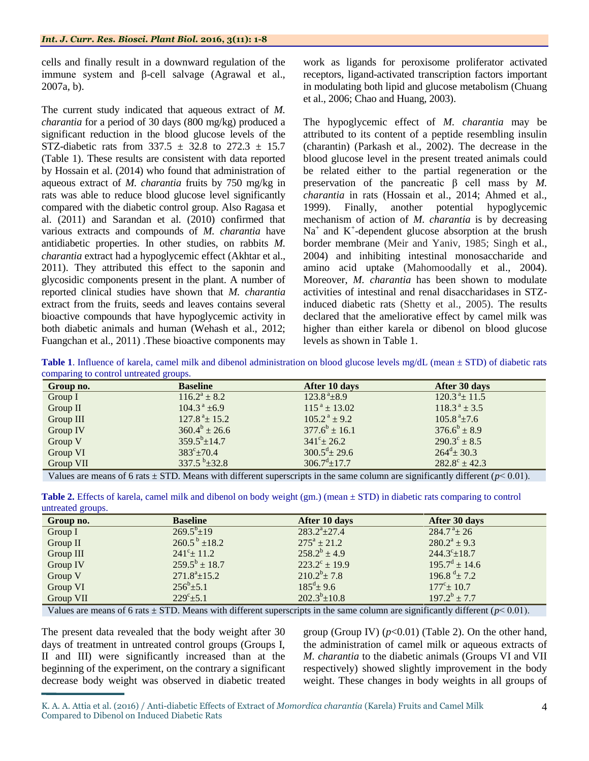cells and finally result in a downward regulation of the immune system and β-cell salvage (Agrawal et al., 2007a, b).

The current study indicated that aqueous extract of *M. charantia* for a period of 30 days (800 mg/kg) produced a significant reduction in the blood glucose levels of the STZ-diabetic rats from 337.5 ± 32.8 to 272.3 ± 15.7 (Table 1). These results are consistent with data reported by Hossain et al. (2014) who found that administration of aqueous extract of *M. charantia* fruits by 750 mg/kg in rats was able to reduce blood glucose level significantly compared with the diabetic control group. Also Ragasa et al. (2011) and Sarandan et al. (2010) confirmed that various extracts and compounds of *M. charantia* have antidiabetic properties. In other studies, on rabbits *M. charantia* extract had a hypoglycemic effect (Akhtar et al., 2011). They attributed this effect to the saponin and glycosidic components present in the plant. A number of reported clinical studies have shown that *M. charantia* extract from the fruits, seeds and leaves contains several bioactive compounds that have hypoglycemic activity in both diabetic animals and human (Wehash et al., 2012; Fuangchan et al., 2011) .These bioactive components may work as ligands for peroxisome proliferator activated receptors, ligand-activated transcription factors important in modulating both lipid and glucose metabolism (Chuang et al., 2006; Chao and Huang, 2003).

The hypoglycemic effect of *M. charantia* may be attributed to its content of a peptide resembling insulin (charantin) (Parkash et al., 2002). The decrease in the blood glucose level in the present treated animals could be related either to the partial regeneration or the preservation of the pancreatic β cell mass by *M. charantia* in rats (Hossain et al., 2014; Ahmed et al., 1999). Finally, another potential hypoglycemic mechanism of action of *M. charantia* is by decreasing $Na^+$ and $K^+$-dependent glucose absorption at the brush border membrane (Meir and Yaniv, 1985; Singh et al., 2004) and inhibiting intestinal monosaccharide and amino acid uptake (Mahomoodally et al., 2004). Moreover, *M. charantia* has been shown to modulate activities of intestinal and renal disaccharidases in STZ-induced diabetic rats (Shetty et al., 2005). The results declared that the ameliorative effect by camel milk was higher than either karela or dibenol on blood glucose levels as shown in Table 1.

**Table 1**. Influence of karela, camel milk and dibenol administration on blood glucose levels mg/dL (mean ± STD) of diabetic rats comparing to control untreated groups.

| Group no. | Baseline | After 10 days | After 30 days |
|---|---|---|---|
| Group I | $116.2^a \pm 8.2$ | $123.8^a \pm 8.9$ | $120.3^a \pm 11.5$ |
| Group II | $104.3^a \pm 6.9$ | $115^a \pm 13.02$ | $118.3^a \pm 3.5$ |
| Group III | $127.8^a \pm 15.2$ | $105.2^a \pm 9.2$ | $105.8^a \pm 7.6$ |
| Group IV | $360.4^b \pm 26.6$ | $377.6^b \pm 16.1$ | $376.6^b \pm 8.9$ |
| Group V | $359.5^b \pm 14.7$ | $341^c \pm 26.2$ | $290.3^c \pm 8.5$ |
| Group VI | $383^c \pm 70.4$ | $300.5^d \pm 29.6$ | $264^d \pm 30.3$ |
| Group VII | $337.5^b \pm 32.8$ | $306.7^d \pm 17.7$ | $282.8^c \pm 42.3$ |

Values are means of 6 rats ± STD. Means with different superscripts in the same column are significantly different ($p < 0.01$).

**Table 2.** Effects of karela, camel milk and dibenol on body weight (gm.) (mean ± STD) in diabetic rats comparing to control untreated groups.

| Group no. | Baseline | After 10 days | After 30 days |
|---|---|---|---|
| Group I | $269.5^b \pm 19$ | $283.2^a \pm 27.4$ | $284.7^a \pm 26$ |
| Group II | $260.5^b \pm 18.2$ | $275^a \pm 21.2$ | $280.2^a \pm 9.3$ |
| Group III | $241^c \pm 11.2$ | $258.2^b \pm 4.9$ | $244.3^c \pm 18.7$ |
| Group IV | $259.5^b \pm 18.7$ | $223.2^c \pm 19.9$ | $195.7^d \pm 14.6$ |
| Group V | $271.8^a \pm 15.2$ | $210.2^b \pm 7.8$ | $196.8^d \pm 7.2$ |
| Group VI | $256^b \pm 5.1$ | $185^d \pm 9.6$ | $177^c \pm 10.7$ |
| Group VII | $229^c \pm 5.1$ | $202.3^b \pm 10.8$ | $197.2^b \pm 7.7$ |

Values are means of 6 rats ± STD. Means with different superscripts in the same column are significantly different ($p < 0.01$).

The present data revealed that the body weight after 30 days of treatment in untreated control groups (Groups I, II and III) were significantly increased than at the beginning of the experiment, on the contrary a significant decrease body weight was observed in diabetic treated group (Group IV) ($p<0.01$) (Table 2). On the other hand, the administration of camel milk or aqueous extracts of *M. charantia* to the diabetic animals (Groups VI and VII respectively) showed slightly improvement in the body weight. These changes in body weights in all groups of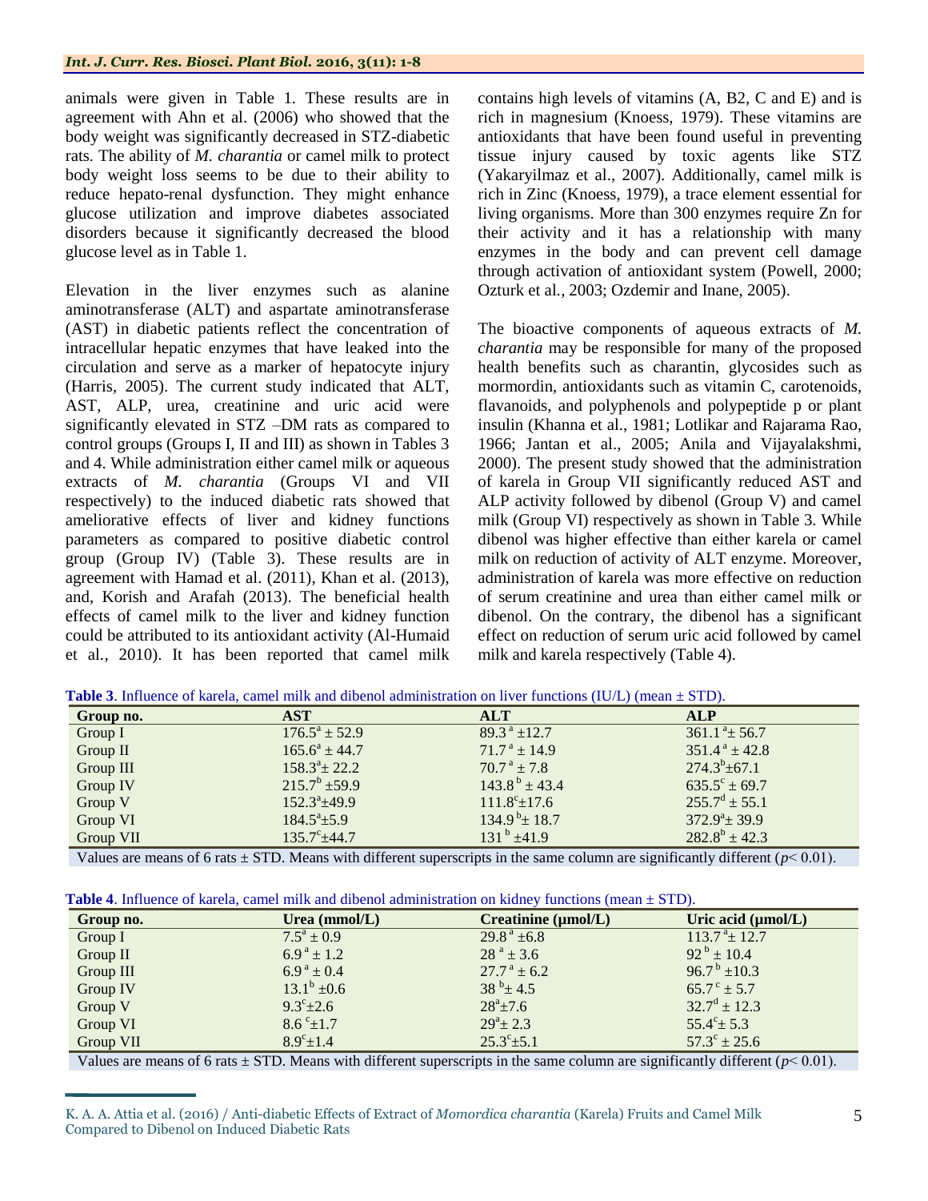animals were given in Table 1. These results are in agreement with Ahn et al. (2006) who showed that the body weight was significantly decreased in STZ-diabetic rats. The ability of *M. charantia* or camel milk to protect body weight loss seems to be due to their ability to reduce hepato-renal dysfunction. They might enhance glucose utilization and improve diabetes associated disorders because it significantly decreased the blood glucose level as in Table 1.

Elevation in the liver enzymes such as alanine aminotransferase (ALT) and aspartate aminotransferase (AST) in diabetic patients reflect the concentration of intracellular hepatic enzymes that have leaked into the circulation and serve as a marker of hepatocyte injury (Harris, 2005). The current study indicated that ALT, AST, ALP, urea, creatinine and uric acid were significantly elevated in STZ –DM rats as compared to control groups (Groups I, II and III) as shown in Tables 3 and 4. While administration either camel milk or aqueous extracts of *M. charantia* (Groups VI and VII respectively) to the induced diabetic rats showed that ameliorative effects of liver and kidney functions parameters as compared to positive diabetic control group (Group IV) (Table 3). These results are in agreement with Hamad et al. (2011), Khan et al. (2013), and, Korish and Arafah (2013). The beneficial health effects of camel milk to the liver and kidney function could be attributed to its antioxidant activity (Al-Humaid et al., 2010). It has been reported that camel milk contains high levels of vitamins (A, B2, C and E) and is rich in magnesium (Knoess, 1979). These vitamins are antioxidants that have been found useful in preventing tissue injury caused by toxic agents like STZ (Yakaryilmaz et al., 2007). Additionally, camel milk is rich in Zinc (Knoess, 1979), a trace element essential for living organisms. More than 300 enzymes require Zn for their activity and it has a relationship with many enzymes in the body and can prevent cell damage through activation of antioxidant system (Powell, 2000; Ozturk et al., 2003; Ozdemir and Inane, 2005).

The bioactive components of aqueous extracts of *M. charantia* may be responsible for many of the proposed health benefits such as charantin, glycosides such as mormordin, antioxidants such as vitamin C, carotenoids, flavanoids, and polyphenols and polypeptide p or plant insulin (Khanna et al., 1981; Lotlikar and Rajarama Rao, 1966; Jantan et al., 2005; Anila and Vijayalakshmi, 2000). The present study showed that the administration of karela in Group VII significantly reduced AST and ALP activity followed by dibenol (Group V) and camel milk (Group VI) respectively as shown in Table 3. While dibenol was higher effective than either karela or camel milk on reduction of activity of ALT enzyme. Moreover, administration of karela was more effective on reduction of serum creatinine and urea than either camel milk or dibenol. On the contrary, the dibenol has a significant effect on reduction of serum uric acid followed by camel milk and karela respectively (Table 4).

**Table 3**. Influence of karela, camel milk and dibenol administration on liver functions (IU/L) (mean ± STD).

| Group no. | AST | ALT | ALP |
|---|---|---|---|
| Group I | $176.5^{a} \pm 52.9$ | $89.3^{a} \pm 12.7$ | $361.1^{a} \pm 56.7$ |
| Group II | $165.6^{a} \pm 44.7$ | $71.7^{a} \pm 14.9$ | $351.4^{a} \pm 42.8$ |
| Group III | $158.3^{a} \pm 22.2$ | $70.7^{a} \pm 7.8$ | $274.3^{b} \pm 67.1$ |
| Group IV | $215.7^{b} \pm 59.9$ | $143.8^{b} \pm 43.4$ | $635.5^{c} \pm 69.7$ |
| Group V | $152.3^{a} \pm 49.9$ | $111.8^{c} \pm 17.6$ | $255.7^{d} \pm 55.1$ |
| Group VI | $184.5^{a} \pm 5.9$ | $134.9^{b} \pm 18.7$ | $372.9^{a} \pm 39.9$ |
| Group VII | $135.7^{c} \pm 44.7$ | $131^{b} \pm 41.9$ | $282.8^{b} \pm 42.3$ |

Values are means of 6 rats ± STD. Means with different superscripts in the same column are significantly different ($p < 0.01$).

**Table 4**. Influence of karela, camel milk and dibenol administration on kidney functions (mean ± STD).

| Group no. | Urea (mmol/L) | Creatinine (μmol/L) | Uric acid (μmol/L) |
|---|---|---|---|
| Group I | $7.5^{a} \pm 0.9$ | $29.8^{a} \pm 6.8$ | $113.7^{a} \pm 12.7$ |
| Group II | $6.9^{a} \pm 1.2$ | $28^{a} \pm 3.6$ | $92^{b} \pm 10.4$ |
| Group III | $6.9^{a} \pm 0.4$ | $27.7^{a} \pm 6.2$ | $96.7^{b} \pm 10.3$ |
| Group IV | $13.1^{b} \pm 0.6$ | $38^{b} \pm 4.5$ | $65.7^{c} \pm 5.7$ |
| Group V | $9.3^{c} \pm 2.6$ | $28^{a} \pm 7.6$ | $32.7^{d} \pm 12.3$ |
| Group VI | $8.6^{c} \pm 1.7$ | $29^{a} \pm 2.3$ | $55.4^{c} \pm 5.3$ |
| Group VII | $8.9^{c} \pm 1.4$ | $25.3^{c} \pm 5.1$ | $57.3^{c} \pm 25.6$ |

Values are means of 6 rats ± STD. Means with different superscripts in the same column are significantly different ($p < 0.01$).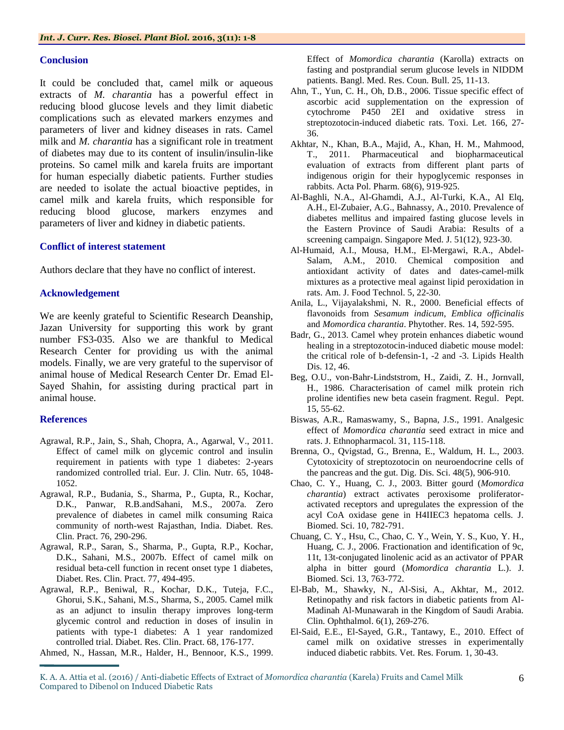## Conclusion

It could be concluded that, camel milk or aqueous extracts of *M. charantia* has a powerful effect in reducing blood glucose levels and they limit diabetic complications such as elevated markers enzymes and parameters of liver and kidney diseases in rats. Camel milk and *M. charantia* has a significant role in treatment of diabetes may due to its content of insulin/insulin-like proteins. So camel milk and karela fruits are important for human especially diabetic patients. Further studies are needed to isolate the actual bioactive peptides, in camel milk and karela fruits, which responsible for reducing blood glucose, markers enzymes and parameters of liver and kidney in diabetic patients.

## Conflict of interest statement

Authors declare that they have no conflict of interest.

## Acknowledgement

We are keenly grateful to Scientific Research Deanship, Jazan University for supporting this work by grant number FS3-035. Also we are thankful to Medical Research Center for providing us with the animal models. Finally, we are very grateful to the supervisor of animal house of Medical Research Center Dr. Emad El-Sayed Shahin, for assisting during practical part in animal house.

## References

Agrawal, R.P., Jain, S., Shah, Chopra, A., Agarwal, V., 2011. Effect of camel milk on glycemic control and insulin requirement in patients with type 1 diabetes: 2-years randomized controlled trial. Eur. J. Clin. Nutr. 65, 1048-1052.

Agrawal, R.P., Budania, S., Sharma, P., Gupta, R., Kochar, D.K., Panwar, R.B.andSahani, M.S., 2007a. Zero prevalence of diabetes in camel milk consuming Raica community of north-west Rajasthan, India. Diabet. Res. Clin. Pract. 76, 290-296.

Agrawal, R.P., Saran, S., Sharma, P., Gupta, R.P., Kochar, D.K., Sahani, M.S., 2007b. Effect of camel milk on residual beta-cell function in recent onset type 1 diabetes, Diabet. Res. Clin. Pract. 77, 494-495.

Agrawal, R.P., Beniwal, R., Kochar, D.K., Tuteja, F.C., Ghorui, S.K., Sahani, M.S., Sharma, S., 2005. Camel milk as an adjunct to insulin therapy improves long-term glycemic control and reduction in doses of insulin in patients with type-1 diabetes: A 1 year randomized controlled trial. Diabet. Res. Clin. Pract. 68, 176-177.

Ahmed, N., Hassan, M.R., Halder, H., Bennoor, K.S., 1999. Effect of *Momordica charantia* (Karolla) extracts on fasting and postprandial serum glucose levels in NIDDM patients. Bangl. Med. Res. Coun. Bull. 25, 11-13.

Ahn, T., Yun, C. H., Oh, D.B., 2006. Tissue specific effect of ascorbic acid supplementation on the expression of cytochrome P450 2EI and oxidative stress in streptozotocin-induced diabetic rats. Toxi. Let. 166, 27-36.

Akhtar, N., Khan, B.A., Majid, A., Khan, H. M., Mahmood, T., 2011. Pharmaceutical and biopharmaceutical evaluation of extracts from different plant parts of indigenous origin for their hypoglycemic responses in rabbits. Acta Pol. Pharm. 68(6), 919-925.

Al-Baghli, N.A., Al-Ghamdi, A.J., Al-Turki, K.A., Al Elq, A.H., El-Zubaier, A.G., Bahnassy, A., 2010. Prevalence of diabetes mellitus and impaired fasting glucose levels in the Eastern Province of Saudi Arabia: Results of a screening campaign. Singapore Med. J. 51(12), 923-30.

Al-Humaid, A.I., Mousa, H.M., El-Mergawi, R.A., Abdel-Salam, A.M., 2010. Chemical composition and antioxidant activity of dates and dates-camel-milk mixtures as a protective meal against lipid peroxidation in rats. Am. J. Food Technol. 5, 22-30.

Anila, L., Vijayalakshmi, N. R., 2000. Beneficial effects of flavonoids from *Sesamum indicum*, *Emblica officinalis* and *Momordica charantia*. Phytother. Res. 14, 592-595.

Badr, G., 2013. Camel whey protein enhances diabetic wound healing in a streptozotocin-induced diabetic mouse model: the critical role of b-defensin-1, -2 and -3. Lipids Health Dis. 12, 46.

Beg, O.U., von-Bahr-Lindststrom, H., Zaidi, Z. H., Jornvall, H., 1986. Characterisation of camel milk protein rich proline identifies new beta casein fragment. Regul. Pept. 15, 55-62.

Biswas, A.R., Ramaswamy, S., Bapna, J.S., 1991. Analgesic effect of *Momordica charantia* seed extract in mice and rats. J. Ethnopharmacol. 31, 115-118.

Brenna, O., Qvigstad, G., Brenna, E., Waldum, H. L., 2003. Cytotoxicity of streptozotocin on neuroendocrine cells of the pancreas and the gut. Dig. Dis. Sci. 48(5), 906-910.

Chao, C. Y., Huang, C. J., 2003. Bitter gourd (*Momordica charantia*) extract activates peroxisome proliferator-activated receptors and upregulates the expression of the acyl CoA oxidase gene in H4IIEC3 hepatoma cells. J. Biomed. Sci. 10, 782-791.

Chuang, C. Y., Hsu, C., Chao, C. Y., Wein, Y. S., Kuo, Y. H., Huang, C. J., 2006. Fractionation and identification of 9c, 11t, 13t-conjugated linolenic acid as an activator of PPAR alpha in bitter gourd (*Momordica charantia* L.). J. Biomed. Sci. 13, 763-772.

El-Bab, M., Shawky, N., Al-Sisi, A., Akhtar, M., 2012. Retinopathy and risk factors in diabetic patients from Al-Madinah Al-Munawarah in the Kingdom of Saudi Arabia. Clin. Ophthalmol. 6(1), 269-276.

El-Said, E.E., El-Sayed, G.R., Tantawy, E., 2010. Effect of camel milk on oxidative stresses in experimentally induced diabetic rabbits. Vet. Res. Forum. 1, 30-43.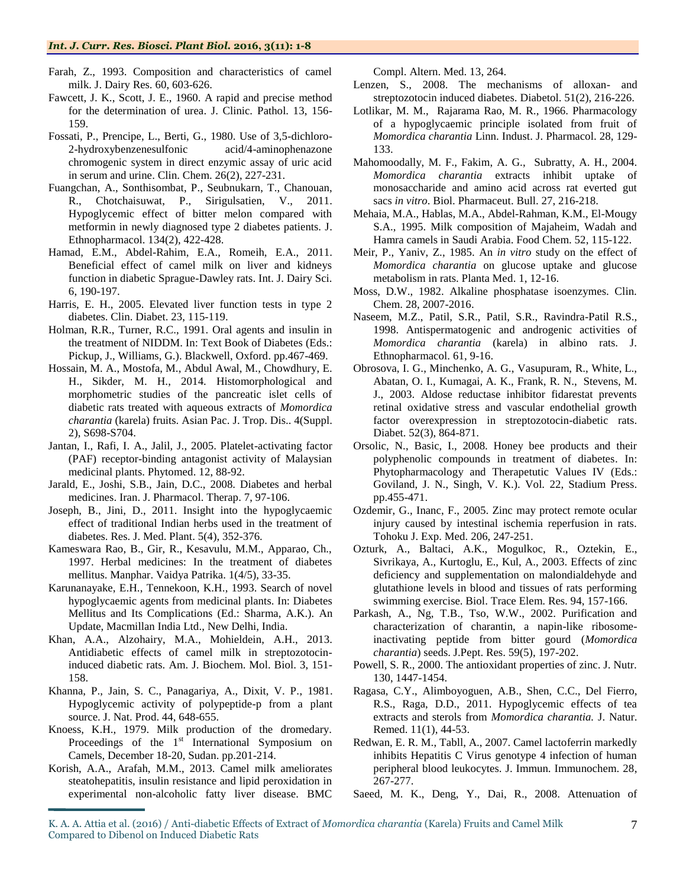Farah, Z., 1993. Composition and characteristics of camel milk. J. Dairy Res. 60, 603-626.

Fawcett, J. K., Scott, J. E., 1960. A rapid and precise method for the determination of urea. J. Clinic. Pathol. 13, 156-159.

Fossati, P., Prencipe, L., Berti, G., 1980. Use of 3,5-dichloro-2-hydroxybenzenesulfonic acid/4-aminophenazone chromogenic system in direct enzymic assay of uric acid in serum and urine. Clin. Chem. 26(2), 227-231.

Fuangchan, A., Sonthisombat, P., Seubnukarn, T., Chanouan, R., Chotchaisuwat, P., Sirigulsatien, V., 2011. Hypoglycemic effect of bitter melon compared with metformin in newly diagnosed type 2 diabetes patients. J. Ethnopharmacol. 134(2), 422-428.

Hamad, E.M., Abdel-Rahim, E.A., Romeih, E.A., 2011. Beneficial effect of camel milk on liver and kidneys function in diabetic Sprague-Dawley rats. Int. J. Dairy Sci. 6, 190-197.

Harris, E. H., 2005. Elevated liver function tests in type 2 diabetes. Clin. Diabet. 23, 115-119.

Holman, R.R., Turner, R.C., 1991. Oral agents and insulin in the treatment of NIDDM. In: Text Book of Diabetes (Eds.: Pickup, J., Williams, G.). Blackwell, Oxford. pp.467-469.

Hossain, M. A., Mostofa, M., Abdul Awal, M., Chowdhury, E. H., Sikder, M. H., 2014. Histomorphological and morphometric studies of the pancreatic islet cells of diabetic rats treated with aqueous extracts of *Momordica charantia* (karela) fruits. Asian Pac. J. Trop. Dis.. 4(Suppl. 2), S698-S704.

Jantan, I., Rafi, I. A., Jalil, J., 2005. Platelet-activating factor (PAF) receptor-binding antagonist activity of Malaysian medicinal plants. Phytomed. 12, 88-92.

Jarald, E., Joshi, S.B., Jain, D.C., 2008. Diabetes and herbal medicines. Iran. J. Pharmacol. Therap. 7, 97-106.

Joseph, B., Jini, D., 2011. Insight into the hypoglycaemic effect of traditional Indian herbs used in the treatment of diabetes. Res. J. Med. Plant. 5(4), 352-376.

Kameswara Rao, B., Gir, R., Kesavulu, M.M., Apparao, Ch., 1997. Herbal medicines: In the treatment of diabetes mellitus. Manphar. Vaidya Patrika. 1(4/5), 33-35.

Karunanayake, E.H., Tennekoon, K.H., 1993. Search of novel hypoglycaemic agents from medicinal plants. In: Diabetes Mellitus and Its Complications (Ed.: Sharma, A.K.). An Update, Macmillan India Ltd., New Delhi, India.

Khan, A.A., Alzohairy, M.A., Mohieldein, A.H., 2013. Antidiabetic effects of camel milk in streptozotocin-induced diabetic rats. Am. J. Biochem. Mol. Biol. 3, 151-158.

Khanna, P., Jain, S. C., Panagariya, A., Dixit, V. P., 1981. Hypoglycemic activity of polypeptide-p from a plant source. J. Nat. Prod. 44, 648-655.

Knoess, K.H., 1979. Milk production of the dromedary. Proceedings of the 1st International Symposium on Camels, December 18-20, Sudan. pp.201-214.

Korish, A.A., Arafah, M.M., 2013. Camel milk ameliorates steatohepatitis, insulin resistance and lipid peroxidation in experimental non-alcoholic fatty liver disease. BMC Compl. Altern. Med. 13, 264.

Lenzen, S., 2008. The mechanisms of alloxan- and streptozotocin induced diabetes. Diabetol. 51(2), 216-226.

Lotlikar, M. M., Rajarama Rao, M. R., 1966. Pharmacology of a hypoglycaemic principle isolated from fruit of *Momordica charantia* Linn. Indust. J. Pharmacol. 28, 129-133.

Mahomoodally, M. F., Fakim, A. G., Subratty, A. H., 2004. *Momordica charantia* extracts inhibit uptake of monosaccharide and amino acid across rat everted gut sacs *in vitro*. Biol. Pharmaceut. Bull. 27, 216-218.

Mehaia, M.A., Hablas, M.A., Abdel-Rahman, K.M., El-Mougy S.A., 1995. Milk composition of Majaheim, Wadah and Hamra camels in Saudi Arabia. Food Chem. 52, 115-122.

Meir, P., Yaniv, Z., 1985. An *in vitro* study on the effect of *Momordica charantia* on glucose uptake and glucose metabolism in rats. Planta Med. 1, 12-16.

Moss, D.W., 1982. Alkaline phosphatase isoenzymes. Clin. Chem. 28, 2007-2016.

Naseem, M.Z., Patil, S.R., Patil, S.R., Ravindra-Patil R.S., 1998. Antispermatogenic and androgenic activities of *Momordica charantia* (karela) in albino rats. J. Ethnopharmacol. 61, 9-16.

Obrosova, I. G., Minchenko, A. G., Vasupuram, R., White, L., Abatan, O. I., Kumagai, A. K., Frank, R. N., Stevens, M. J., 2003. Aldose reductase inhibitor fidarestat prevents retinal oxidative stress and vascular endothelial growth factor overexpression in streptozotocin-diabetic rats. Diabet. 52(3), 864-871.

Orsolic, N., Basic, I., 2008. Honey bee products and their polyphenolic compounds in treatment of diabetes. In: Phytopharmacology and Therapetutic Values IV (Eds.: Goviland, J. N., Singh, V. K.). Vol. 22, Stadium Press. pp.455-471.

Ozdemir, G., Inanc, F., 2005. Zinc may protect remote ocular injury caused by intestinal ischemia reperfusion in rats. Tohoku J. Exp. Med. 206, 247-251.

Ozturk, A., Baltaci, A.K., Mogulkoc, R., Oztekin, E., Sivrikaya, A., Kurtoglu, E., Kul, A., 2003. Effects of zinc deficiency and supplementation on malondialdehyde and glutathione levels in blood and tissues of rats performing swimming exercise. Biol. Trace Elem. Res. 94, 157-166.

Parkash, A., Ng, T.B., Tso, W.W., 2002. Purification and characterization of charantin, a napin-like ribosome-inactivating peptide from bitter gourd (*Momordica charantia*) seeds. J.Pept. Res. 59(5), 197-202.

Powell, S. R., 2000. The antioxidant properties of zinc. J. Nutr. 130, 1447-1454.

Ragasa, C.Y., Alimboyoguen, A.B., Shen, C.C., Del Fierro, R.S., Raga, D.D., 2011. Hypoglycemic effects of tea extracts and sterols from *Momordica charantia.* J. Natur. Remed. 11(1), 44-53.

Redwan, E. R. M., Tabll, A., 2007. Camel lactoferrin markedly inhibits Hepatitis C Virus genotype 4 infection of human peripheral blood leukocytes. J. Immun. Immunochem. 28, 267-277.

Saeed, M. K., Deng, Y., Dai, R., 2008. Attenuation of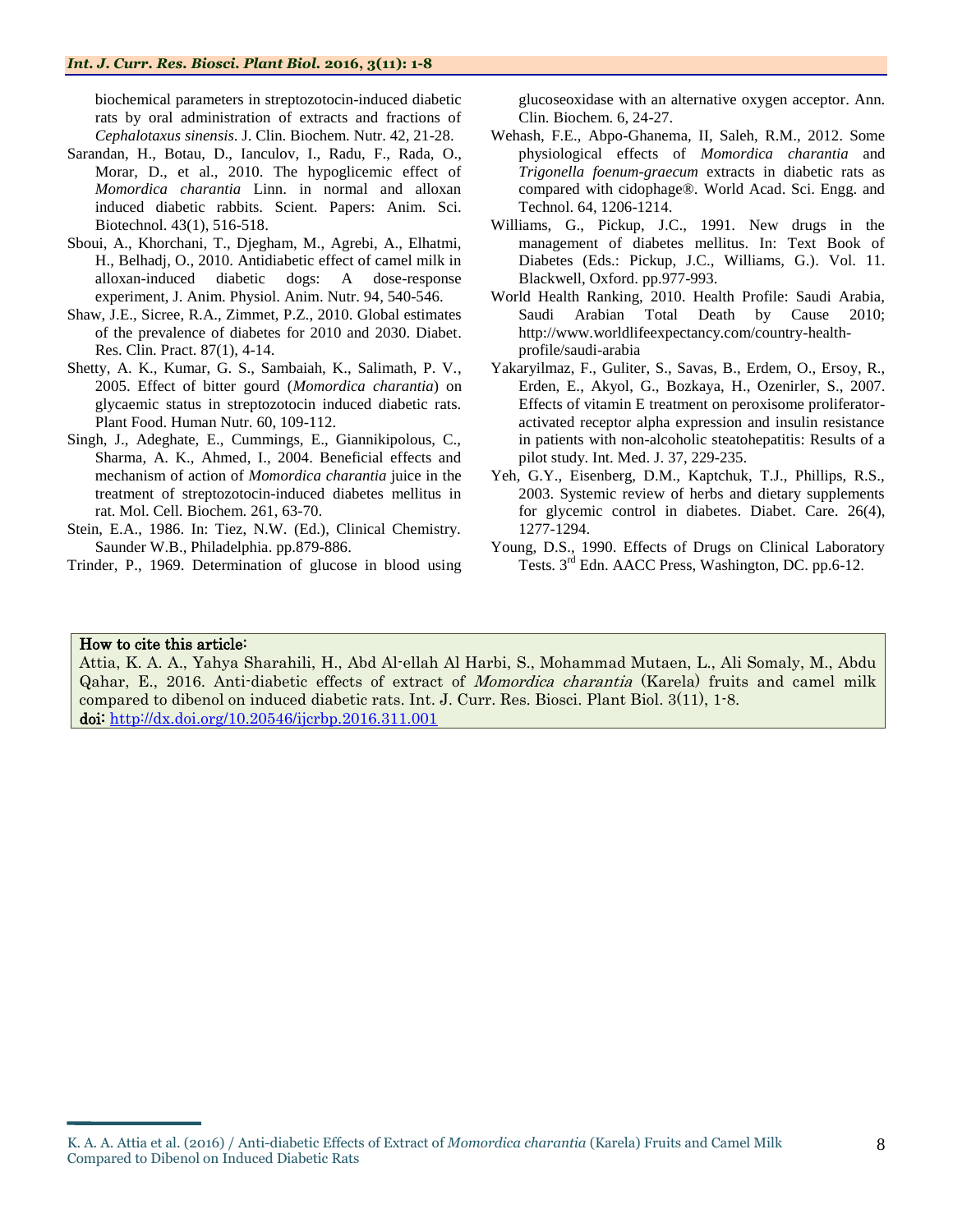biochemical parameters in streptozotocin-induced diabetic rats by oral administration of extracts and fractions of *Cephalotaxus sinensis*. J. Clin. Biochem. Nutr. 42, 21-28.

Sarandan, H., Botau, D., Ianculov, I., Radu, F., Rada, O., Morar, D., et al., 2010. The hypoglicemic effect of *Momordica charantia* Linn. in normal and alloxan induced diabetic rabbits. Scient. Papers: Anim. Sci. Biotechnol. 43(1), 516-518.

Sboui, A., Khorchani, T., Djegham, M., Agrebi, A., Elhatmi, H., Belhadj, O., 2010. Antidiabetic effect of camel milk in alloxan-induced diabetic dogs: A dose-response experiment, J. Anim. Physiol. Anim. Nutr. 94, 540-546.

Shaw, J.E., Sicree, R.A., Zimmet, P.Z., 2010. Global estimates of the prevalence of diabetes for 2010 and 2030. Diabet. Res. Clin. Pract. 87(1), 4-14.

Shetty, A. K., Kumar, G. S., Sambaiah, K., Salimath, P. V., 2005. Effect of bitter gourd (*Momordica charantia*) on glycaemic status in streptozotocin induced diabetic rats. Plant Food. Human Nutr. 60, 109-112.

Singh, J., Adeghate, E., Cummings, E., Giannikipolous, C., Sharma, A. K., Ahmed, I., 2004. Beneficial effects and mechanism of action of *Momordica charantia* juice in the treatment of streptozotocin-induced diabetes mellitus in rat. Mol. Cell. Biochem. 261, 63-70.

Stein, E.A., 1986. In: Tiez, N.W. (Ed.), Clinical Chemistry. Saunder W.B., Philadelphia. pp.879-886.

Trinder, P., 1969. Determination of glucose in blood using glucoseoxidase with an alternative oxygen acceptor. Ann. Clin. Biochem. 6, 24-27.

Wehash, F.E., Abpo-Ghanema, II, Saleh, R.M., 2012. Some physiological effects of *Momordica charantia* and *Trigonella foenum-graecum* extracts in diabetic rats as compared with cidophage®. World Acad. Sci. Engg. and Technol. 64, 1206-1214.

Williams, G., Pickup, J.C., 1991. New drugs in the management of diabetes mellitus. In: Text Book of Diabetes (Eds.: Pickup, J.C., Williams, G.). Vol. 11. Blackwell, Oxford. pp.977-993.

World Health Ranking, 2010. Health Profile: Saudi Arabia, Saudi Arabian Total Death by Cause 2010; http://www.worldlifeexpectancy.com/country-health-profile/saudi-arabia

Yakaryilmaz, F., Guliter, S., Savas, B., Erdem, O., Ersoy, R., Erden, E., Akyol, G., Bozkaya, H., Ozenirler, S., 2007. Effects of vitamin E treatment on peroxisome proliferator-activated receptor alpha expression and insulin resistance in patients with non-alcoholic steatohepatitis: Results of a pilot study. Int. Med. J. 37, 229-235.

Yeh, G.Y., Eisenberg, D.M., Kaptchuk, T.J., Phillips, R.S., 2003. Systemic review of herbs and dietary supplements for glycemic control in diabetes. Diabet. Care. 26(4), 1277-1294.

Young, D.S., 1990. Effects of Drugs on Clinical Laboratory Tests. 3rd Edn. AACC Press, Washington, DC. pp.6-12.

**How to cite this article:**
Attia, K. A. A., Yahya Sharahili, H., Abd Al-ellah Al Harbi, S., Mohammad Mutaen, L., Ali Somaly, M., Abdu Qahar, E., 2016. Anti-diabetic effects of extract of *Momordica charantia* (Karela) fruits and camel milk compared to dibenol on induced diabetic rats. Int. J. Curr. Res. Biosci. Plant Biol. 3(11), 1-8.
**doi:** http://dx.doi.org/10.20546/ijcrbp.2016.311.001